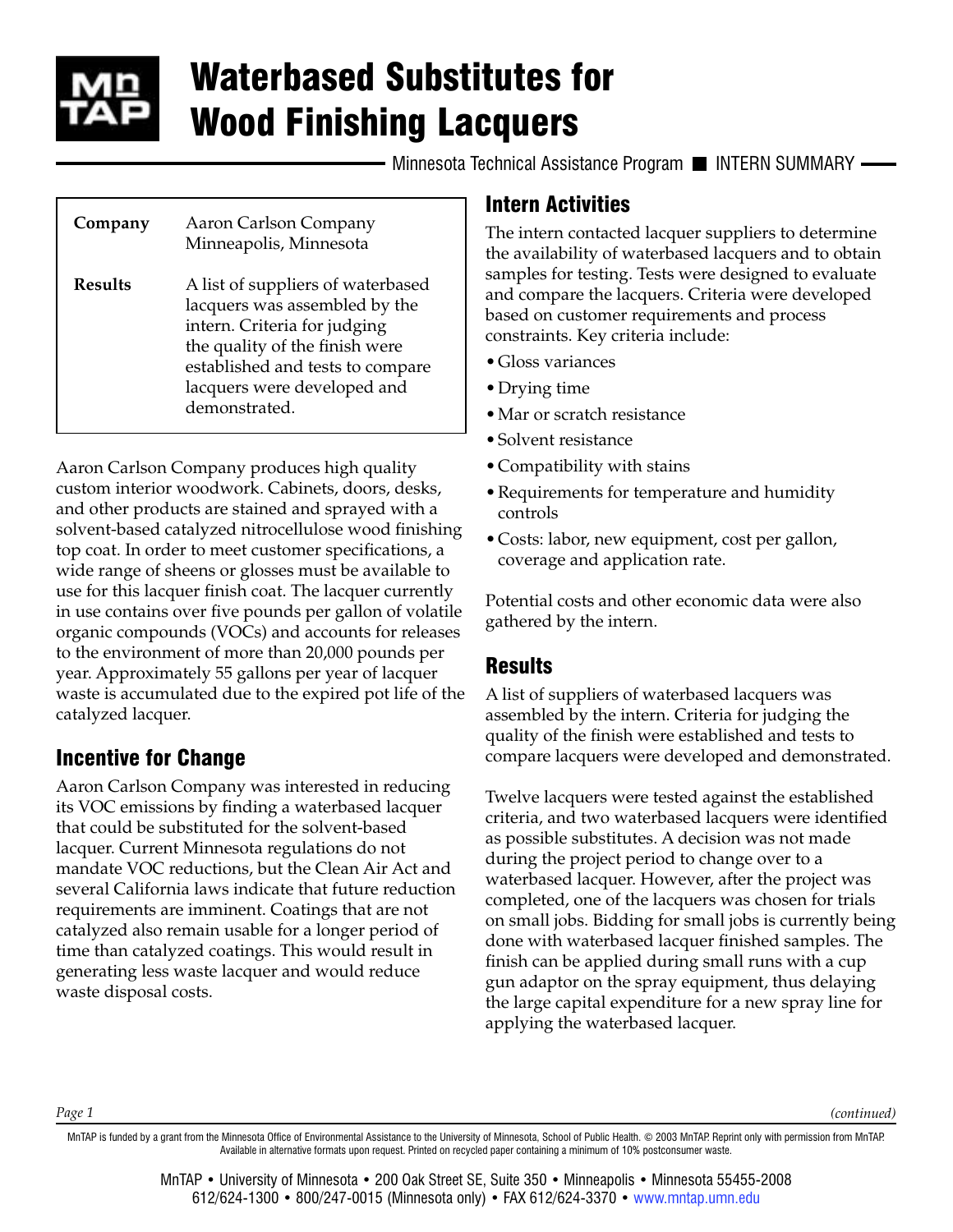# Waterbased Substitutes for Wood Finishing Lacquers

Minnesota Technical Assistance Program ■ INTERN SUMMARY

| | |
|---|---|
| **Company** | Aaron Carlson Company Minneapolis, Minnesota |
| **Results** | A list of suppliers of waterbased lacquers was assembled by the intern. Criteria for judging the quality of the finish were established and tests to compare lacquers were developed and demonstrated. |

Aaron Carlson Company produces high quality custom interior woodwork. Cabinets, doors, desks, and other products are stained and sprayed with a solvent-based catalyzed nitrocellulose wood finishing top coat. In order to meet customer specifications, a wide range of sheens or glosses must be available to use for this lacquer finish coat. The lacquer currently in use contains over five pounds per gallon of volatile organic compounds (VOCs) and accounts for releases to the environment of more than 20,000 pounds per year. Approximately 55 gallons per year of lacquer waste is accumulated due to the expired pot life of the catalyzed lacquer.

## Incentive for Change

Aaron Carlson Company was interested in reducing its VOC emissions by finding a waterbased lacquer that could be substituted for the solvent-based lacquer. Current Minnesota regulations do not mandate VOC reductions, but the Clean Air Act and several California laws indicate that future reduction requirements are imminent. Coatings that are not catalyzed also remain usable for a longer period of time than catalyzed coatings. This would result in generating less waste lacquer and would reduce waste disposal costs.

## Intern Activities

The intern contacted lacquer suppliers to determine the availability of waterbased lacquers and to obtain samples for testing. Tests were designed to evaluate and compare the lacquers. Criteria were developed based on customer requirements and process constraints. Key criteria include:

- Gloss variances
- Drying time
- Mar or scratch resistance
- Solvent resistance
- Compatibility with stains
- Requirements for temperature and humidity controls
- Costs: labor, new equipment, cost per gallon, coverage and application rate.

Potential costs and other economic data were also gathered by the intern.

## Results

A list of suppliers of waterbased lacquers was assembled by the intern. Criteria for judging the quality of the finish were established and tests to compare lacquers were developed and demonstrated.

Twelve lacquers were tested against the established criteria, and two waterbased lacquers were identified as possible substitutes. A decision was not made during the project period to change over to a waterbased lacquer. However, after the project was completed, one of the lacquers was chosen for trials on small jobs. Bidding for small jobs is currently being done with waterbased lacquer finished samples. The finish can be applied during small runs with a cup gun adaptor on the spray equipment, thus delaying the large capital expenditure for a new spray line for applying the waterbased lacquer.

*(continued)*

MnTAP is funded by a grant from the Minnesota Office of Environmental Assistance to the University of Minnesota, School of Public Health. © 2003 MnTAP. Reprint only with permission from MnTAP. Available in alternative formats upon request. Printed on recycled paper containing a minimum of 10% postconsumer waste.

MnTAP • University of Minnesota • 200 Oak Street SE, Suite 350 • Minneapolis • Minnesota 55455-2008
612/624-1300 • 800/247-0015 (Minnesota only) • FAX 612/624-3370 • www.mntap.umn.edu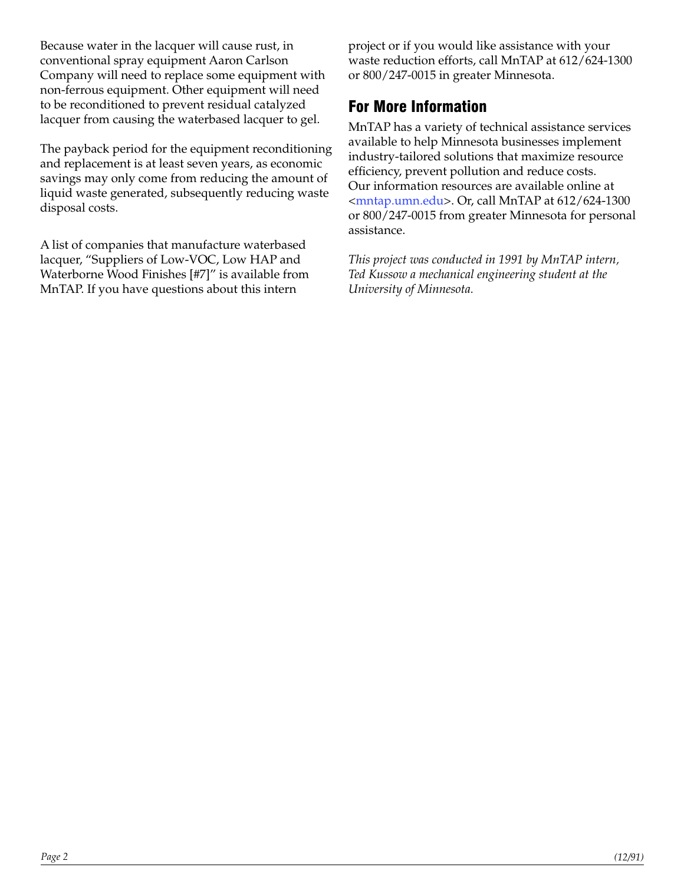Because water in the lacquer will cause rust, in conventional spray equipment Aaron Carlson Company will need to replace some equipment with non-ferrous equipment. Other equipment will need to be reconditioned to prevent residual catalyzed lacquer from causing the waterbased lacquer to gel.

The payback period for the equipment reconditioning and replacement is at least seven years, as economic savings may only come from reducing the amount of liquid waste generated, subsequently reducing waste disposal costs.

A list of companies that manufacture waterbased lacquer, "Suppliers of Low-VOC, Low HAP and Waterborne Wood Finishes [#7]" is available from MnTAP. If you have questions about this intern project or if you would like assistance with your waste reduction efforts, call MnTAP at 612/624-1300 or 800/247-0015 in greater Minnesota.

## For More Information

MnTAP has a variety of technical assistance services available to help Minnesota businesses implement industry-tailored solutions that maximize resource efficiency, prevent pollution and reduce costs. Our information resources are available online at <mntap.umn.edu>. Or, call MnTAP at 612/624-1300 or 800/247-0015 from greater Minnesota for personal assistance.

*This project was conducted in 1991 by MnTAP intern, Ted Kussow a mechanical engineering student at the University of Minnesota.*

*(12/91)*